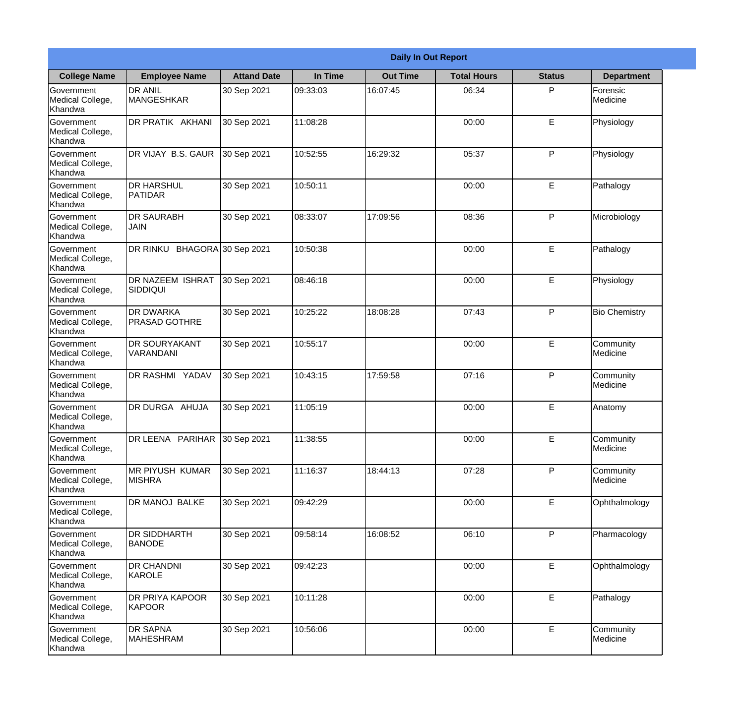| Daily In Out Report | | | | | | | |
|---|---|---|---|---|---|---|---|
| **College Name** | **Employee Name** | **Attand Date** | **In Time** | **Out Time** | **Total Hours** | **Status** | **Department** |
| Government Medical College, Khandwa | DR ANIL MANGESHKAR | 30 Sep 2021 | 09:33:03 | 16:07:45 | 06:34 | P | Forensic Medicine |
| Government Medical College, Khandwa | DR PRATIK AKHANI | 30 Sep 2021 | 11:08:28 | | 00:00 | E | Physiology |
| Government Medical College, Khandwa | DR VIJAY B.S. GAUR | 30 Sep 2021 | 10:52:55 | 16:29:32 | 05:37 | P | Physiology |
| Government Medical College, Khandwa | DR HARSHUL PATIDAR | 30 Sep 2021 | 10:50:11 | | 00:00 | E | Pathalogy |
| Government Medical College, Khandwa | DR SAURABH JAIN | 30 Sep 2021 | 08:33:07 | 17:09:56 | 08:36 | P | Microbiology |
| Government Medical College, Khandwa | DR RINKU BHAGORA | 30 Sep 2021 | 10:50:38 | | 00:00 | E | Pathalogy |
| Government Medical College, Khandwa | DR NAZEEM ISHRAT SIDDIQUI | 30 Sep 2021 | 08:46:18 | | 00:00 | E | Physiology |
| Government Medical College, Khandwa | DR DWARKA PRASAD GOTHRE | 30 Sep 2021 | 10:25:22 | 18:08:28 | 07:43 | P | Bio Chemistry |
| Government Medical College, Khandwa | DR SOURYAKANT VARANDANI | 30 Sep 2021 | 10:55:17 | | 00:00 | E | Community Medicine |
| Government Medical College, Khandwa | DR RASHMI YADAV | 30 Sep 2021 | 10:43:15 | 17:59:58 | 07:16 | P | Community Medicine |
| Government Medical College, Khandwa | DR DURGA AHUJA | 30 Sep 2021 | 11:05:19 | | 00:00 | E | Anatomy |
| Government Medical College, Khandwa | DR LEENA PARIHAR | 30 Sep 2021 | 11:38:55 | | 00:00 | E | Community Medicine |
| Government Medical College, Khandwa | MR PIYUSH KUMAR MISHRA | 30 Sep 2021 | 11:16:37 | 18:44:13 | 07:28 | P | Community Medicine |
| Government Medical College, Khandwa | DR MANOJ BALKE | 30 Sep 2021 | 09:42:29 | | 00:00 | E | Ophthalmology |
| Government Medical College, Khandwa | DR SIDDHARTH BANODE | 30 Sep 2021 | 09:58:14 | 16:08:52 | 06:10 | P | Pharmacology |
| Government Medical College, Khandwa | DR CHANDNI KAROLE | 30 Sep 2021 | 09:42:23 | | 00:00 | E | Ophthalmology |
| Government Medical College, Khandwa | DR PRIYA KAPOOR KAPOOR | 30 Sep 2021 | 10:11:28 | | 00:00 | E | Pathalogy |
| Government Medical College, Khandwa | DR SAPNA MAHESHRAM | 30 Sep 2021 | 10:56:06 | | 00:00 | E | Community Medicine |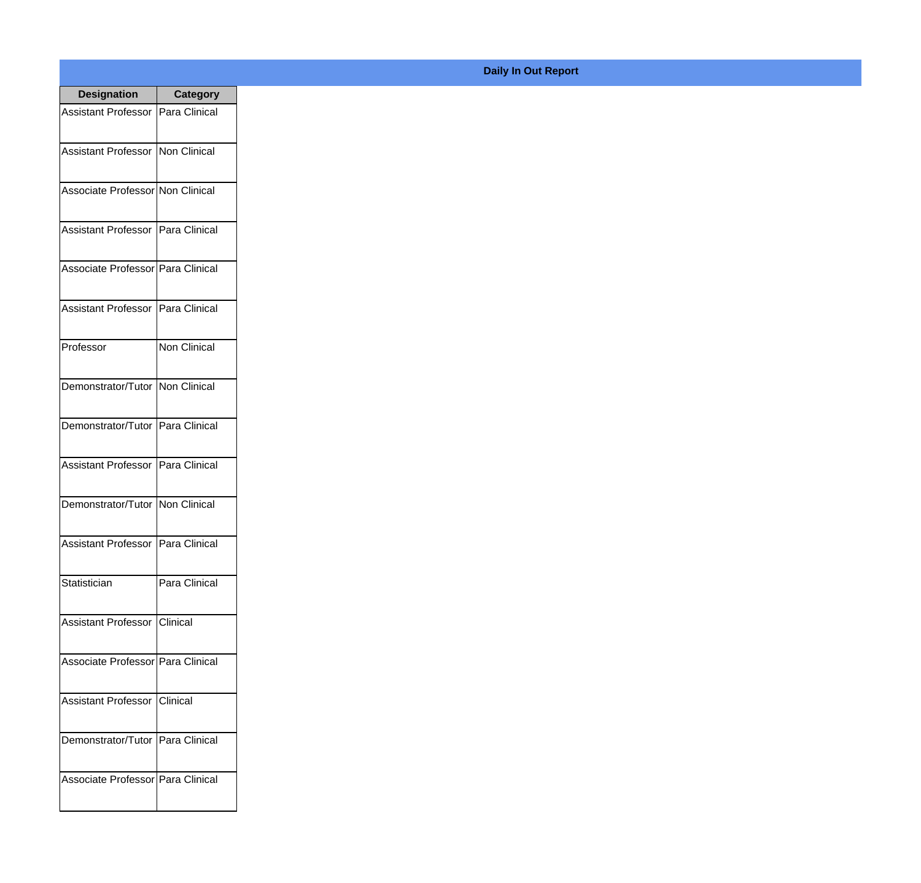**Daily In Out Report**

| Designation | Category |
|---|---|
| Assistant Professor | Para Clinical |
| Assistant Professor | Non Clinical |
| Associate Professor | Non Clinical |
| Assistant Professor | Para Clinical |
| Associate Professor | Para Clinical |
| Assistant Professor | Para Clinical |
| Professor | Non Clinical |
| Demonstrator/Tutor | Non Clinical |
| Demonstrator/Tutor | Para Clinical |
| Assistant Professor | Para Clinical |
| Demonstrator/Tutor | Non Clinical |
| Assistant Professor | Para Clinical |
| Statistician | Para Clinical |
| Assistant Professor | Clinical |
| Associate Professor | Para Clinical |
| Assistant Professor | Clinical |
| Demonstrator/Tutor | Para Clinical |
| Associate Professor | Para Clinical |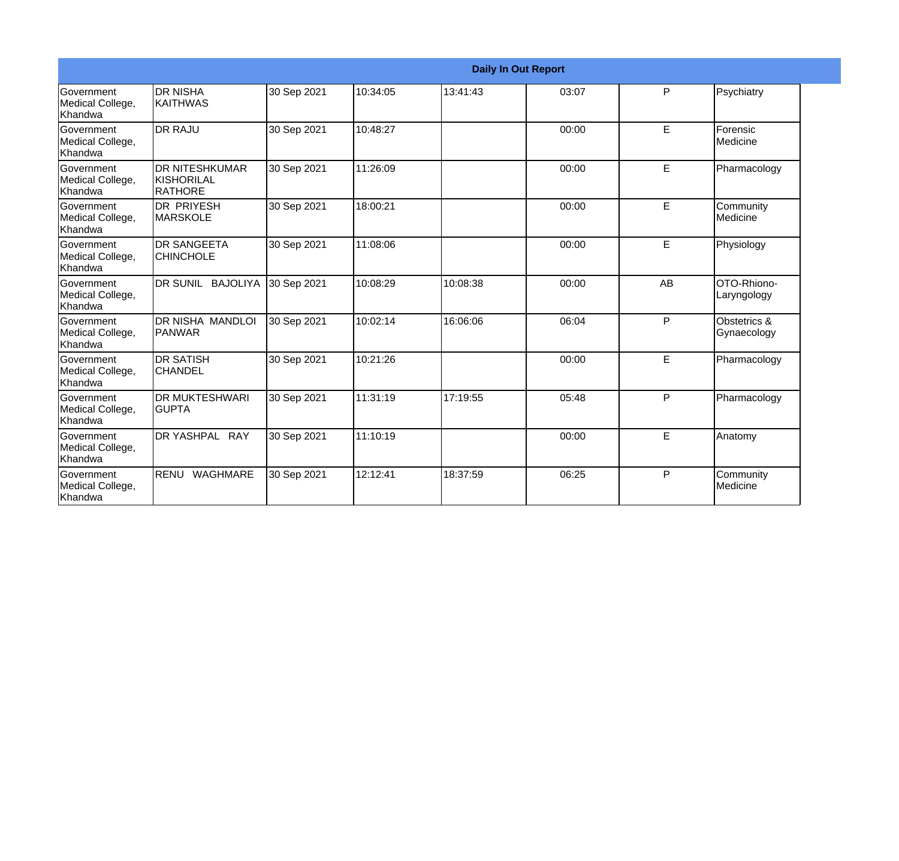| Daily In Out Report | | | | | | | |
|---|---|---|---|---|---|---|---|
| Government Medical College, Khandwa | DR NISHA KAITHWAS | 30 Sep 2021 | 10:34:05 | 13:41:43 | 03:07 | P | Psychiatry |
| Government Medical College, Khandwa | DR RAJU | 30 Sep 2021 | 10:48:27 | | 00:00 | E | Forensic Medicine |
| Government Medical College, Khandwa | DR NITESHKUMAR KISHORILAL RATHORE | 30 Sep 2021 | 11:26:09 | | 00:00 | E | Pharmacology |
| Government Medical College, Khandwa | DR PRIYESH MARSKOLE | 30 Sep 2021 | 18:00:21 | | 00:00 | E | Community Medicine |
| Government Medical College, Khandwa | DR SANGEETA CHINCHOLE | 30 Sep 2021 | 11:08:06 | | 00:00 | E | Physiology |
| Government Medical College, Khandwa | DR SUNIL BAJOLIYA | 30 Sep 2021 | 10:08:29 | 10:08:38 | 00:00 | AB | OTO-Rhiono-Laryngology |
| Government Medical College, Khandwa | DR NISHA MANDLOI PANWAR | 30 Sep 2021 | 10:02:14 | 16:06:06 | 06:04 | P | Obstetrics & Gynaecology |
| Government Medical College, Khandwa | DR SATISH CHANDEL | 30 Sep 2021 | 10:21:26 | | 00:00 | E | Pharmacology |
| Government Medical College, Khandwa | DR MUKTESHWARI GUPTA | 30 Sep 2021 | 11:31:19 | 17:19:55 | 05:48 | P | Pharmacology |
| Government Medical College, Khandwa | DR YASHPAL RAY | 30 Sep 2021 | 11:10:19 | | 00:00 | E | Anatomy |
| Government Medical College, Khandwa | RENU WAGHMARE | 30 Sep 2021 | 12:12:41 | 18:37:59 | 06:25 | P | Community Medicine |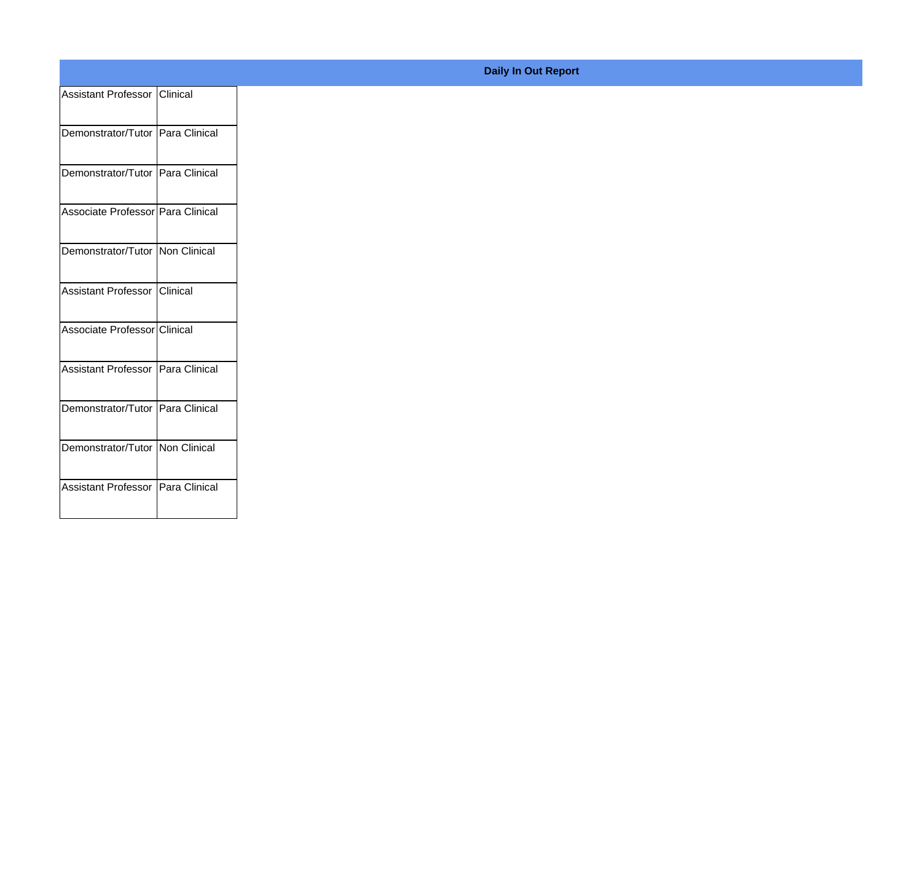**Daily In Out Report**

| | |
|---|---|
| Assistant Professor | Clinical |
| Demonstrator/Tutor | Para Clinical |
| Demonstrator/Tutor | Para Clinical |
| Associate Professor | Para Clinical |
| Demonstrator/Tutor | Non Clinical |
| Assistant Professor | Clinical |
| Associate Professor | Clinical |
| Assistant Professor | Para Clinical |
| Demonstrator/Tutor | Para Clinical |
| Demonstrator/Tutor | Non Clinical |
| Assistant Professor | Para Clinical |